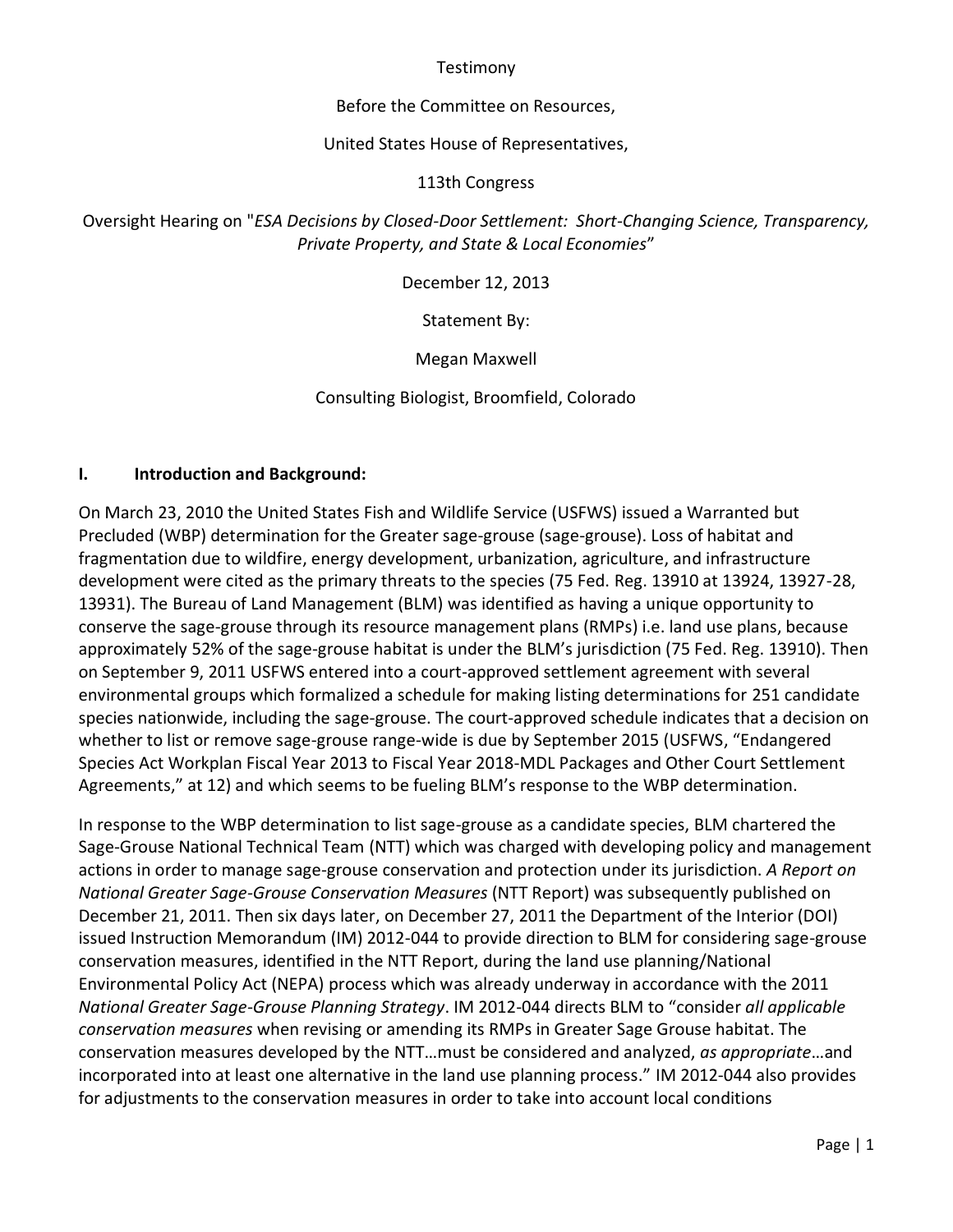Testimony

Before the Committee on Resources,

United States House of Representatives,

113th Congress

Oversight Hearing on "*ESA Decisions by Closed-Door Settlement: Short-Changing Science, Transparency, Private Property, and State & Local Economies*"

December 12, 2013

Statement By:

Megan Maxwell

Consulting Biologist, Broomfield, Colorado

## I. Introduction and Background:

On March 23, 2010 the United States Fish and Wildlife Service (USFWS) issued a Warranted but Precluded (WBP) determination for the Greater sage-grouse (sage-grouse). Loss of habitat and fragmentation due to wildfire, energy development, urbanization, agriculture, and infrastructure development were cited as the primary threats to the species (75 Fed. Reg. 13910 at 13924, 13927-28, 13931). The Bureau of Land Management (BLM) was identified as having a unique opportunity to conserve the sage-grouse through its resource management plans (RMPs) i.e. land use plans, because approximately 52% of the sage-grouse habitat is under the BLM's jurisdiction (75 Fed. Reg. 13910). Then on September 9, 2011 USFWS entered into a court-approved settlement agreement with several environmental groups which formalized a schedule for making listing determinations for 251 candidate species nationwide, including the sage-grouse. The court-approved schedule indicates that a decision on whether to list or remove sage-grouse range-wide is due by September 2015 (USFWS, "Endangered Species Act Workplan Fiscal Year 2013 to Fiscal Year 2018-MDL Packages and Other Court Settlement Agreements," at 12) and which seems to be fueling BLM's response to the WBP determination.

In response to the WBP determination to list sage-grouse as a candidate species, BLM chartered the Sage-Grouse National Technical Team (NTT) which was charged with developing policy and management actions in order to manage sage-grouse conservation and protection under its jurisdiction. *A Report on National Greater Sage-Grouse Conservation Measures* (NTT Report) was subsequently published on December 21, 2011. Then six days later, on December 27, 2011 the Department of the Interior (DOI) issued Instruction Memorandum (IM) 2012-044 to provide direction to BLM for considering sage-grouse conservation measures, identified in the NTT Report, during the land use planning/National Environmental Policy Act (NEPA) process which was already underway in accordance with the 2011 *National Greater Sage-Grouse Planning Strategy*. IM 2012-044 directs BLM to "consider *all applicable conservation measures* when revising or amending its RMPs in Greater Sage Grouse habitat. The conservation measures developed by the NTT…must be considered and analyzed, *as appropriate*…and incorporated into at least one alternative in the land use planning process." IM 2012-044 also provides for adjustments to the conservation measures in order to take into account local conditions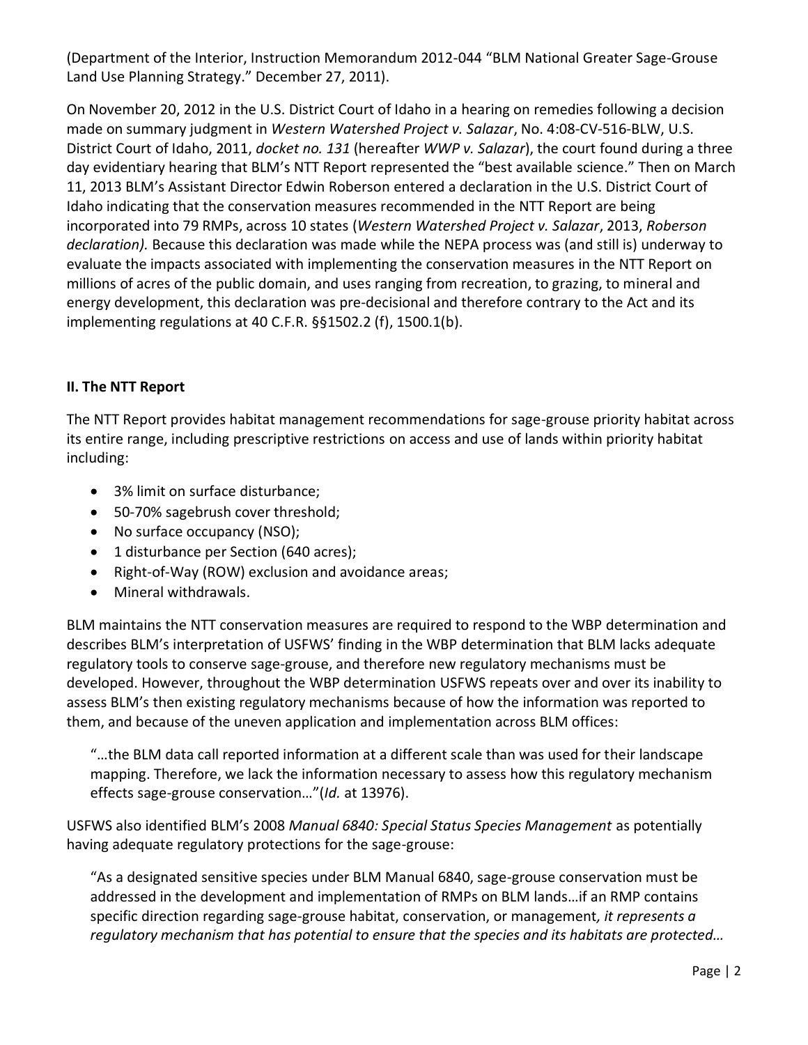(Department of the Interior, Instruction Memorandum 2012-044 "BLM National Greater Sage-Grouse Land Use Planning Strategy." December 27, 2011).

On November 20, 2012 in the U.S. District Court of Idaho in a hearing on remedies following a decision made on summary judgment in *Western Watershed Project v. Salazar*, No. 4:08-CV-516-BLW, U.S. District Court of Idaho, 2011, *docket no. 131* (hereafter *WWP v. Salazar*), the court found during a three day evidentiary hearing that BLM's NTT Report represented the "best available science." Then on March 11, 2013 BLM's Assistant Director Edwin Roberson entered a declaration in the U.S. District Court of Idaho indicating that the conservation measures recommended in the NTT Report are being incorporated into 79 RMPs, across 10 states (*Western Watershed Project v. Salazar*, 2013, *Roberson declaration).* Because this declaration was made while the NEPA process was (and still is) underway to evaluate the impacts associated with implementing the conservation measures in the NTT Report on millions of acres of the public domain, and uses ranging from recreation, to grazing, to mineral and energy development, this declaration was pre-decisional and therefore contrary to the Act and its implementing regulations at 40 C.F.R. §§1502.2 (f), 1500.1(b).

## II. The NTT Report

The NTT Report provides habitat management recommendations for sage-grouse priority habitat across its entire range, including prescriptive restrictions on access and use of lands within priority habitat including:

- 3% limit on surface disturbance;
- 50-70% sagebrush cover threshold;
- No surface occupancy (NSO);
- 1 disturbance per Section (640 acres);
- Right-of-Way (ROW) exclusion and avoidance areas;
- Mineral withdrawals.

BLM maintains the NTT conservation measures are required to respond to the WBP determination and describes BLM's interpretation of USFWS' finding in the WBP determination that BLM lacks adequate regulatory tools to conserve sage-grouse, and therefore new regulatory mechanisms must be developed. However, throughout the WBP determination USFWS repeats over and over its inability to assess BLM's then existing regulatory mechanisms because of how the information was reported to them, and because of the uneven application and implementation across BLM offices:

> "…the BLM data call reported information at a different scale than was used for their landscape mapping. Therefore, we lack the information necessary to assess how this regulatory mechanism effects sage-grouse conservation…"(*Id.* at 13976).

USFWS also identified BLM's 2008 *Manual 6840: Special Status Species Management* as potentially having adequate regulatory protections for the sage-grouse:

> "As a designated sensitive species under BLM Manual 6840, sage-grouse conservation must be addressed in the development and implementation of RMPs on BLM lands…if an RMP contains specific direction regarding sage-grouse habitat, conservation, or management*, it represents a regulatory mechanism that has potential to ensure that the species and its habitats are protected…*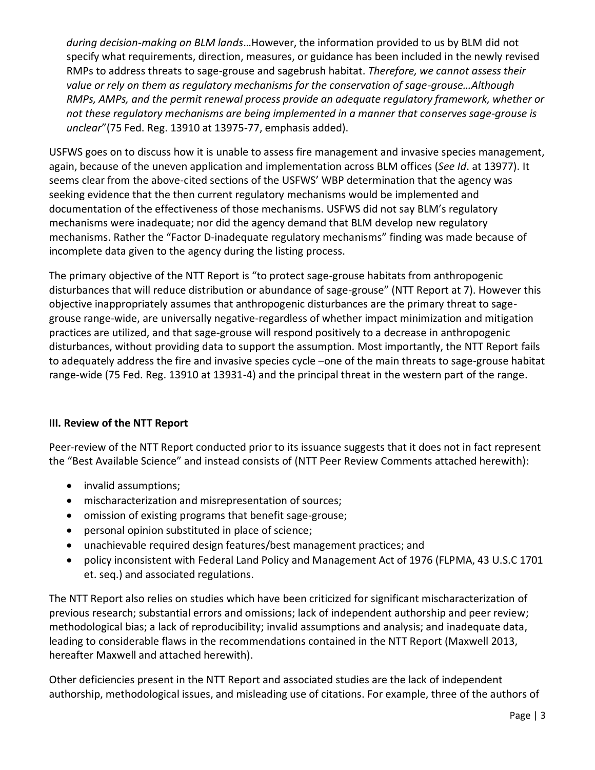*during decision-making on BLM lands*…However, the information provided to us by BLM did not specify what requirements, direction, measures, or guidance has been included in the newly revised RMPs to address threats to sage-grouse and sagebrush habitat. *Therefore, we cannot assess their value or rely on them as regulatory mechanisms for the conservation of sage-grouse…Although RMPs, AMPs, and the permit renewal process provide an adequate regulatory framework, whether or not these regulatory mechanisms are being implemented in a manner that conserves sage-grouse is unclear*"(75 Fed. Reg. 13910 at 13975-77, emphasis added).

USFWS goes on to discuss how it is unable to assess fire management and invasive species management, again, because of the uneven application and implementation across BLM offices (*See Id*. at 13977). It seems clear from the above-cited sections of the USFWS' WBP determination that the agency was seeking evidence that the then current regulatory mechanisms would be implemented and documentation of the effectiveness of those mechanisms. USFWS did not say BLM's regulatory mechanisms were inadequate; nor did the agency demand that BLM develop new regulatory mechanisms. Rather the "Factor D-inadequate regulatory mechanisms" finding was made because of incomplete data given to the agency during the listing process.

The primary objective of the NTT Report is "to protect sage-grouse habitats from anthropogenic disturbances that will reduce distribution or abundance of sage-grouse" (NTT Report at 7). However this objective inappropriately assumes that anthropogenic disturbances are the primary threat to sage-grouse range-wide, are universally negative-regardless of whether impact minimization and mitigation practices are utilized, and that sage-grouse will respond positively to a decrease in anthropogenic disturbances, without providing data to support the assumption. Most importantly, the NTT Report fails to adequately address the fire and invasive species cycle –one of the main threats to sage-grouse habitat range-wide (75 Fed. Reg. 13910 at 13931-4) and the principal threat in the western part of the range.

### III. Review of the NTT Report

Peer-review of the NTT Report conducted prior to its issuance suggests that it does not in fact represent the "Best Available Science" and instead consists of (NTT Peer Review Comments attached herewith):

- invalid assumptions;
- mischaracterization and misrepresentation of sources;
- omission of existing programs that benefit sage-grouse;
- personal opinion substituted in place of science;
- unachievable required design features/best management practices; and
- policy inconsistent with Federal Land Policy and Management Act of 1976 (FLPMA, 43 U.S.C 1701 et. seq.) and associated regulations.

The NTT Report also relies on studies which have been criticized for significant mischaracterization of previous research; substantial errors and omissions; lack of independent authorship and peer review; methodological bias; a lack of reproducibility; invalid assumptions and analysis; and inadequate data, leading to considerable flaws in the recommendations contained in the NTT Report (Maxwell 2013, hereafter Maxwell and attached herewith).

Other deficiencies present in the NTT Report and associated studies are the lack of independent authorship, methodological issues, and misleading use of citations. For example, three of the authors of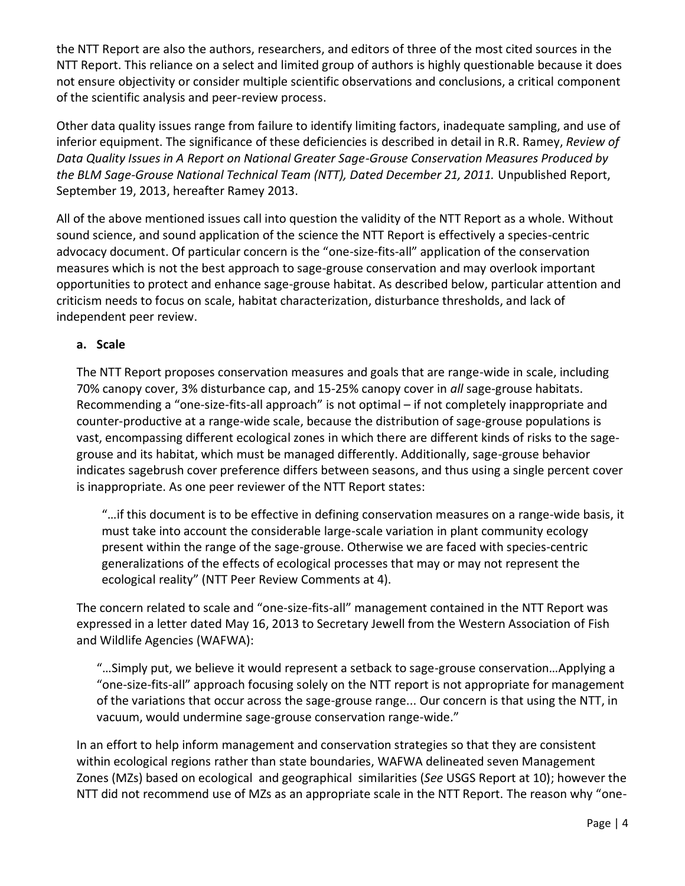the NTT Report are also the authors, researchers, and editors of three of the most cited sources in the NTT Report. This reliance on a select and limited group of authors is highly questionable because it does not ensure objectivity or consider multiple scientific observations and conclusions, a critical component of the scientific analysis and peer-review process.

Other data quality issues range from failure to identify limiting factors, inadequate sampling, and use of inferior equipment. The significance of these deficiencies is described in detail in R.R. Ramey, *Review of Data Quality Issues in A Report on National Greater Sage-Grouse Conservation Measures Produced by the BLM Sage-Grouse National Technical Team (NTT), Dated December 21, 2011.* Unpublished Report, September 19, 2013, hereafter Ramey 2013.

All of the above mentioned issues call into question the validity of the NTT Report as a whole. Without sound science, and sound application of the science the NTT Report is effectively a species-centric advocacy document. Of particular concern is the "one-size-fits-all" application of the conservation measures which is not the best approach to sage-grouse conservation and may overlook important opportunities to protect and enhance sage-grouse habitat. As described below, particular attention and criticism needs to focus on scale, habitat characterization, disturbance thresholds, and lack of independent peer review.

**a. Scale**

The NTT Report proposes conservation measures and goals that are range-wide in scale, including 70% canopy cover, 3% disturbance cap, and 15-25% canopy cover in *all* sage-grouse habitats. Recommending a "one-size-fits-all approach" is not optimal – if not completely inappropriate and counter-productive at a range-wide scale, because the distribution of sage-grouse populations is vast, encompassing different ecological zones in which there are different kinds of risks to the sage-grouse and its habitat, which must be managed differently. Additionally, sage-grouse behavior indicates sagebrush cover preference differs between seasons, and thus using a single percent cover is inappropriate. As one peer reviewer of the NTT Report states:

> "…if this document is to be effective in defining conservation measures on a range-wide basis, it must take into account the considerable large-scale variation in plant community ecology present within the range of the sage-grouse. Otherwise we are faced with species-centric generalizations of the effects of ecological processes that may or may not represent the ecological reality" (NTT Peer Review Comments at 4).

The concern related to scale and "one-size-fits-all" management contained in the NTT Report was expressed in a letter dated May 16, 2013 to Secretary Jewell from the Western Association of Fish and Wildlife Agencies (WAFWA):

> "…Simply put, we believe it would represent a setback to sage-grouse conservation…Applying a "one-size-fits-all" approach focusing solely on the NTT report is not appropriate for management of the variations that occur across the sage-grouse range... Our concern is that using the NTT, in vacuum, would undermine sage-grouse conservation range-wide."

In an effort to help inform management and conservation strategies so that they are consistent within ecological regions rather than state boundaries, WAFWA delineated seven Management Zones (MZs) based on ecological and geographical similarities (*See* USGS Report at 10); however the NTT did not recommend use of MZs as an appropriate scale in the NTT Report. The reason why "one-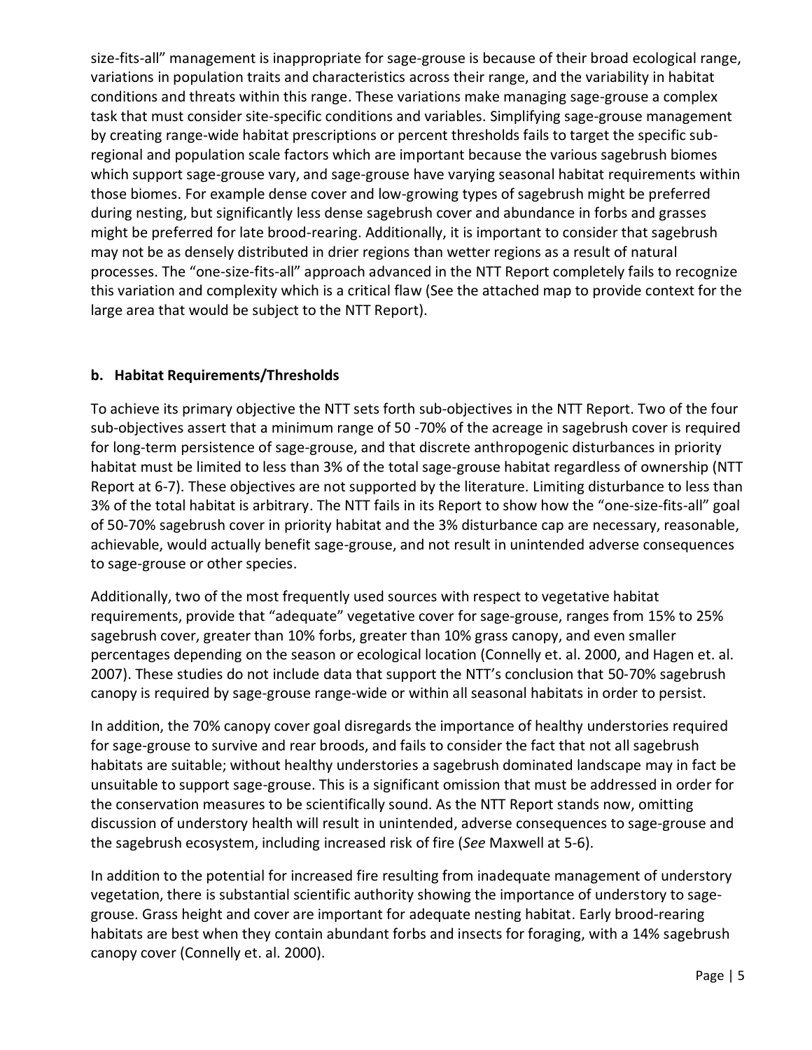size-fits-all" management is inappropriate for sage-grouse is because of their broad ecological range, variations in population traits and characteristics across their range, and the variability in habitat conditions and threats within this range. These variations make managing sage-grouse a complex task that must consider site-specific conditions and variables. Simplifying sage-grouse management by creating range-wide habitat prescriptions or percent thresholds fails to target the specific sub-regional and population scale factors which are important because the various sagebrush biomes which support sage-grouse vary, and sage-grouse have varying seasonal habitat requirements within those biomes. For example dense cover and low-growing types of sagebrush might be preferred during nesting, but significantly less dense sagebrush cover and abundance in forbs and grasses might be preferred for late brood-rearing. Additionally, it is important to consider that sagebrush may not be as densely distributed in drier regions than wetter regions as a result of natural processes. The "one-size-fits-all" approach advanced in the NTT Report completely fails to recognize this variation and complexity which is a critical flaw (See the attached map to provide context for the large area that would be subject to the NTT Report).

**b. Habitat Requirements/Thresholds**

To achieve its primary objective the NTT sets forth sub-objectives in the NTT Report. Two of the four sub-objectives assert that a minimum range of 50 -70% of the acreage in sagebrush cover is required for long-term persistence of sage-grouse, and that discrete anthropogenic disturbances in priority habitat must be limited to less than 3% of the total sage-grouse habitat regardless of ownership (NTT Report at 6-7). These objectives are not supported by the literature. Limiting disturbance to less than 3% of the total habitat is arbitrary. The NTT fails in its Report to show how the "one-size-fits-all" goal of 50-70% sagebrush cover in priority habitat and the 3% disturbance cap are necessary, reasonable, achievable, would actually benefit sage-grouse, and not result in unintended adverse consequences to sage-grouse or other species.

Additionally, two of the most frequently used sources with respect to vegetative habitat requirements, provide that "adequate" vegetative cover for sage-grouse, ranges from 15% to 25% sagebrush cover, greater than 10% forbs, greater than 10% grass canopy, and even smaller percentages depending on the season or ecological location (Connelly et. al. 2000, and Hagen et. al. 2007). These studies do not include data that support the NTT's conclusion that 50-70% sagebrush canopy is required by sage-grouse range-wide or within all seasonal habitats in order to persist.

In addition, the 70% canopy cover goal disregards the importance of healthy understories required for sage-grouse to survive and rear broods, and fails to consider the fact that not all sagebrush habitats are suitable; without healthy understories a sagebrush dominated landscape may in fact be unsuitable to support sage-grouse. This is a significant omission that must be addressed in order for the conservation measures to be scientifically sound. As the NTT Report stands now, omitting discussion of understory health will result in unintended, adverse consequences to sage-grouse and the sagebrush ecosystem, including increased risk of fire (*See* Maxwell at 5-6).

In addition to the potential for increased fire resulting from inadequate management of understory vegetation, there is substantial scientific authority showing the importance of understory to sage-grouse. Grass height and cover are important for adequate nesting habitat. Early brood-rearing habitats are best when they contain abundant forbs and insects for foraging, with a 14% sagebrush canopy cover (Connelly et. al. 2000).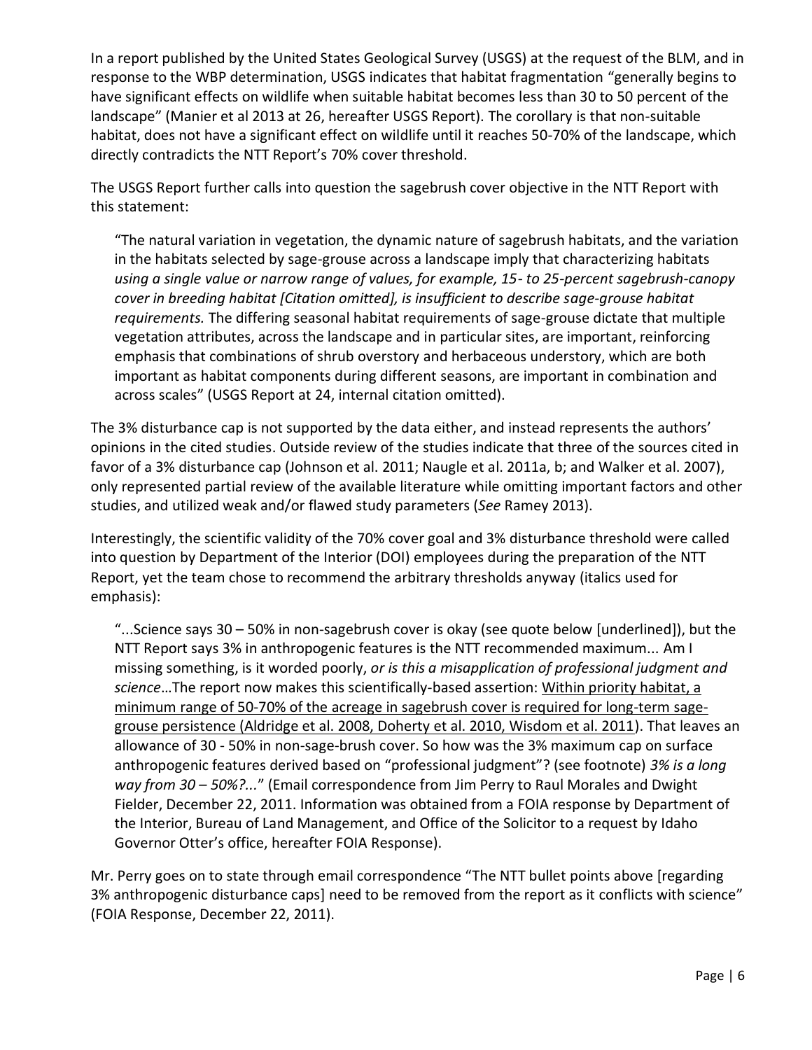In a report published by the United States Geological Survey (USGS) at the request of the BLM, and in response to the WBP determination, USGS indicates that habitat fragmentation "generally begins to have significant effects on wildlife when suitable habitat becomes less than 30 to 50 percent of the landscape" (Manier et al 2013 at 26, hereafter USGS Report). The corollary is that non-suitable habitat, does not have a significant effect on wildlife until it reaches 50-70% of the landscape, which directly contradicts the NTT Report's 70% cover threshold.

The USGS Report further calls into question the sagebrush cover objective in the NTT Report with this statement:

> "The natural variation in vegetation, the dynamic nature of sagebrush habitats, and the variation in the habitats selected by sage-grouse across a landscape imply that characterizing habitats *using a single value or narrow range of values, for example, 15- to 25-percent sagebrush-canopy cover in breeding habitat [Citation omitted], is insufficient to describe sage-grouse habitat requirements.* The differing seasonal habitat requirements of sage-grouse dictate that multiple vegetation attributes, across the landscape and in particular sites, are important, reinforcing emphasis that combinations of shrub overstory and herbaceous understory, which are both important as habitat components during different seasons, are important in combination and across scales" (USGS Report at 24, internal citation omitted).

The 3% disturbance cap is not supported by the data either, and instead represents the authors' opinions in the cited studies. Outside review of the studies indicate that three of the sources cited in favor of a 3% disturbance cap (Johnson et al. 2011; Naugle et al. 2011a, b; and Walker et al. 2007), only represented partial review of the available literature while omitting important factors and other studies, and utilized weak and/or flawed study parameters (*See* Ramey 2013).

Interestingly, the scientific validity of the 70% cover goal and 3% disturbance threshold were called into question by Department of the Interior (DOI) employees during the preparation of the NTT Report, yet the team chose to recommend the arbitrary thresholds anyway (italics used for emphasis):

> "...Science says 30 – 50% in non-sagebrush cover is okay (see quote below [underlined]), but the NTT Report says 3% in anthropogenic features is the NTT recommended maximum... Am I missing something, is it worded poorly, *or is this a misapplication of professional judgment and science*…The report now makes this scientifically-based assertion: <u>Within priority habitat, a minimum range of 50-70% of the acreage in sagebrush cover is required for long-term sage-grouse persistence (Aldridge et al. 2008, Doherty et al. 2010, Wisdom et al. 2011)</u>. That leaves an allowance of 30 - 50% in non-sage-brush cover. So how was the 3% maximum cap on surface anthropogenic features derived based on "professional judgment"? (see footnote) *3% is a long way from 30 – 50%?...*" (Email correspondence from Jim Perry to Raul Morales and Dwight Fielder, December 22, 2011. Information was obtained from a FOIA response by Department of the Interior, Bureau of Land Management, and Office of the Solicitor to a request by Idaho Governor Otter's office, hereafter FOIA Response).

Mr. Perry goes on to state through email correspondence "The NTT bullet points above [regarding 3% anthropogenic disturbance caps] need to be removed from the report as it conflicts with science" (FOIA Response, December 22, 2011).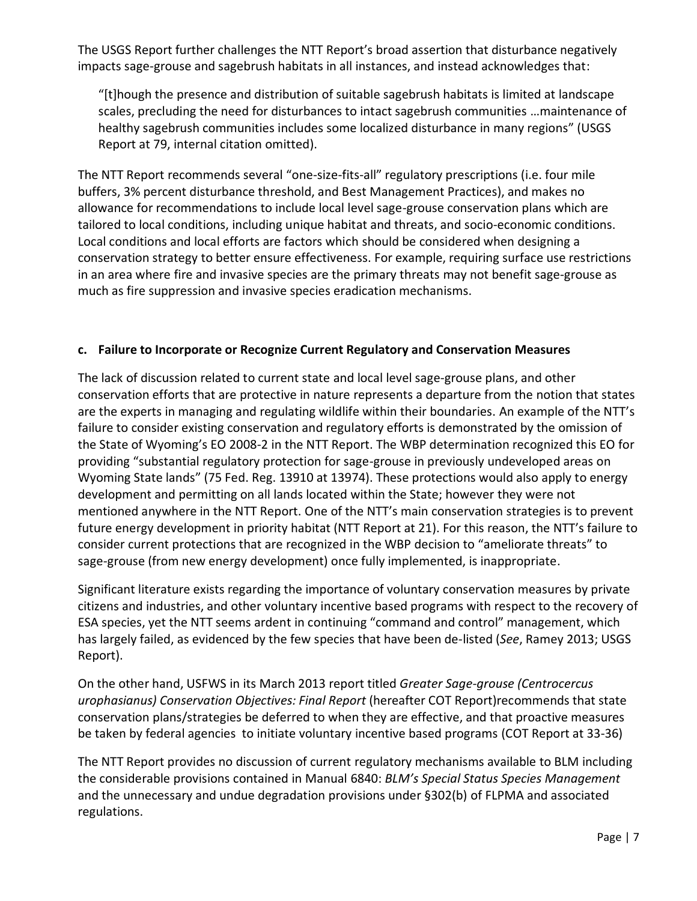The USGS Report further challenges the NTT Report's broad assertion that disturbance negatively impacts sage-grouse and sagebrush habitats in all instances, and instead acknowledges that:

> "[t]hough the presence and distribution of suitable sagebrush habitats is limited at landscape scales, precluding the need for disturbances to intact sagebrush communities …maintenance of healthy sagebrush communities includes some localized disturbance in many regions" (USGS Report at 79, internal citation omitted).

The NTT Report recommends several "one-size-fits-all" regulatory prescriptions (i.e. four mile buffers, 3% percent disturbance threshold, and Best Management Practices), and makes no allowance for recommendations to include local level sage-grouse conservation plans which are tailored to local conditions, including unique habitat and threats, and socio-economic conditions. Local conditions and local efforts are factors which should be considered when designing a conservation strategy to better ensure effectiveness. For example, requiring surface use restrictions in an area where fire and invasive species are the primary threats may not benefit sage-grouse as much as fire suppression and invasive species eradication mechanisms.

**c. Failure to Incorporate or Recognize Current Regulatory and Conservation Measures**

The lack of discussion related to current state and local level sage-grouse plans, and other conservation efforts that are protective in nature represents a departure from the notion that states are the experts in managing and regulating wildlife within their boundaries. An example of the NTT's failure to consider existing conservation and regulatory efforts is demonstrated by the omission of the State of Wyoming's EO 2008-2 in the NTT Report. The WBP determination recognized this EO for providing "substantial regulatory protection for sage-grouse in previously undeveloped areas on Wyoming State lands" (75 Fed. Reg. 13910 at 13974). These protections would also apply to energy development and permitting on all lands located within the State; however they were not mentioned anywhere in the NTT Report. One of the NTT's main conservation strategies is to prevent future energy development in priority habitat (NTT Report at 21). For this reason, the NTT's failure to consider current protections that are recognized in the WBP decision to "ameliorate threats" to sage-grouse (from new energy development) once fully implemented, is inappropriate.

Significant literature exists regarding the importance of voluntary conservation measures by private citizens and industries, and other voluntary incentive based programs with respect to the recovery of ESA species, yet the NTT seems ardent in continuing "command and control" management, which has largely failed, as evidenced by the few species that have been de-listed (*See*, Ramey 2013; USGS Report).

On the other hand, USFWS in its March 2013 report titled *Greater Sage-grouse (Centrocercus urophasianus) Conservation Objectives: Final Report* (hereafter COT Report)recommends that state conservation plans/strategies be deferred to when they are effective, and that proactive measures be taken by federal agencies to initiate voluntary incentive based programs (COT Report at 33-36)

The NTT Report provides no discussion of current regulatory mechanisms available to BLM including the considerable provisions contained in Manual 6840: *BLM's Special Status Species Management* and the unnecessary and undue degradation provisions under §302(b) of FLPMA and associated regulations.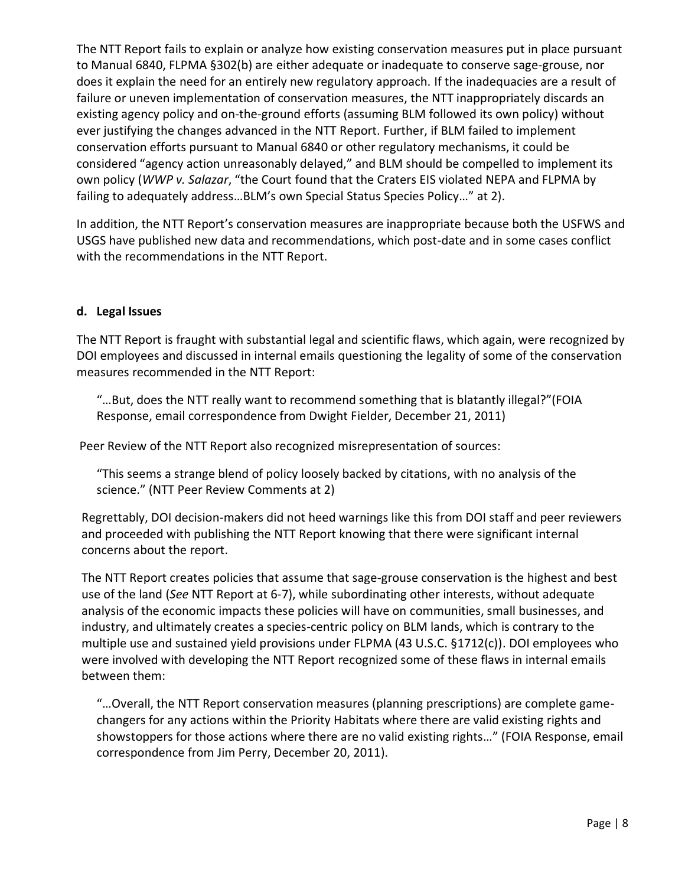The NTT Report fails to explain or analyze how existing conservation measures put in place pursuant to Manual 6840, FLPMA §302(b) are either adequate or inadequate to conserve sage-grouse, nor does it explain the need for an entirely new regulatory approach. If the inadequacies are a result of failure or uneven implementation of conservation measures, the NTT inappropriately discards an existing agency policy and on-the-ground efforts (assuming BLM followed its own policy) without ever justifying the changes advanced in the NTT Report. Further, if BLM failed to implement conservation efforts pursuant to Manual 6840 or other regulatory mechanisms, it could be considered "agency action unreasonably delayed," and BLM should be compelled to implement its own policy (*WWP v. Salazar*, "the Court found that the Craters EIS violated NEPA and FLPMA by failing to adequately address…BLM's own Special Status Species Policy…" at 2).

In addition, the NTT Report's conservation measures are inappropriate because both the USFWS and USGS have published new data and recommendations, which post-date and in some cases conflict with the recommendations in the NTT Report.

**d. Legal Issues**

The NTT Report is fraught with substantial legal and scientific flaws, which again, were recognized by DOI employees and discussed in internal emails questioning the legality of some of the conservation measures recommended in the NTT Report:

> "…But, does the NTT really want to recommend something that is blatantly illegal?"(FOIA Response, email correspondence from Dwight Fielder, December 21, 2011)

Peer Review of the NTT Report also recognized misrepresentation of sources:

> "This seems a strange blend of policy loosely backed by citations, with no analysis of the science." (NTT Peer Review Comments at 2)

Regrettably, DOI decision-makers did not heed warnings like this from DOI staff and peer reviewers and proceeded with publishing the NTT Report knowing that there were significant internal concerns about the report.

The NTT Report creates policies that assume that sage-grouse conservation is the highest and best use of the land (*See* NTT Report at 6-7), while subordinating other interests, without adequate analysis of the economic impacts these policies will have on communities, small businesses, and industry, and ultimately creates a species-centric policy on BLM lands, which is contrary to the multiple use and sustained yield provisions under FLPMA (43 U.S.C. §1712(c)). DOI employees who were involved with developing the NTT Report recognized some of these flaws in internal emails between them:

> "…Overall, the NTT Report conservation measures (planning prescriptions) are complete game-changers for any actions within the Priority Habitats where there are valid existing rights and showstoppers for those actions where there are no valid existing rights…" (FOIA Response, email correspondence from Jim Perry, December 20, 2011).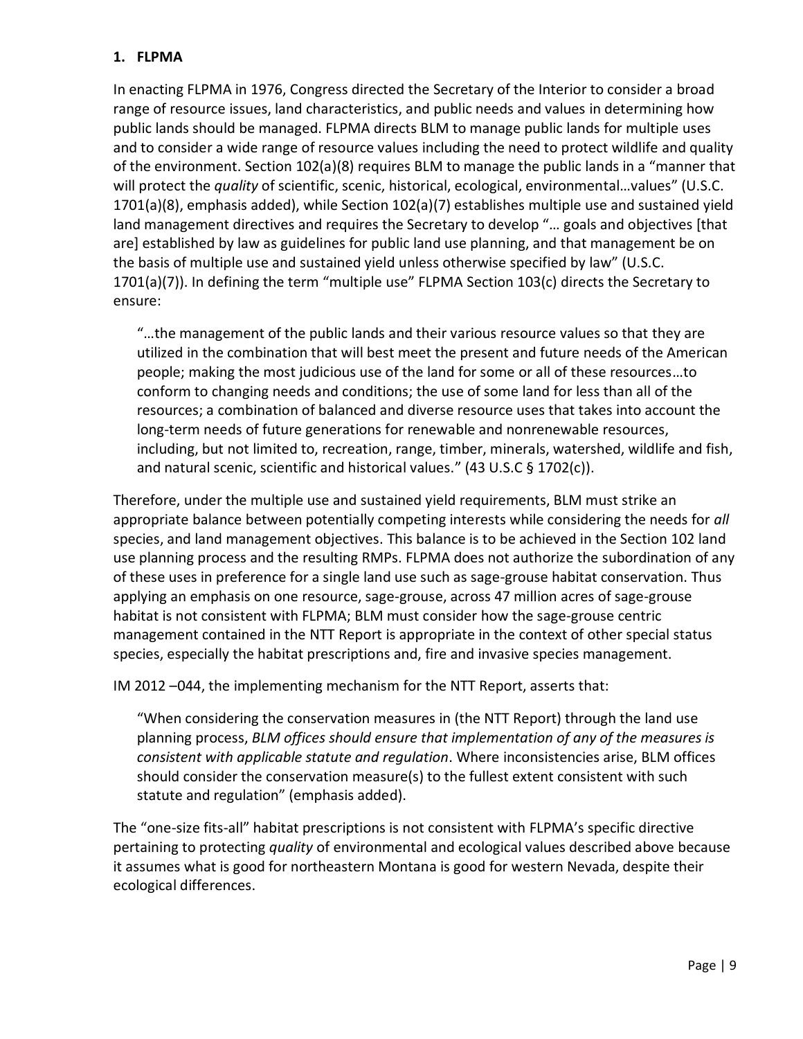## 1. FLPMA

In enacting FLPMA in 1976, Congress directed the Secretary of the Interior to consider a broad range of resource issues, land characteristics, and public needs and values in determining how public lands should be managed. FLPMA directs BLM to manage public lands for multiple uses and to consider a wide range of resource values including the need to protect wildlife and quality of the environment. Section 102(a)(8) requires BLM to manage the public lands in a "manner that will protect the *quality* of scientific, scenic, historical, ecological, environmental…values" (U.S.C. 1701(a)(8), emphasis added), while Section 102(a)(7) establishes multiple use and sustained yield land management directives and requires the Secretary to develop "… goals and objectives [that are] established by law as guidelines for public land use planning, and that management be on the basis of multiple use and sustained yield unless otherwise specified by law" (U.S.C. 1701(a)(7)). In defining the term "multiple use" FLPMA Section 103(c) directs the Secretary to ensure:

> "…the management of the public lands and their various resource values so that they are utilized in the combination that will best meet the present and future needs of the American people; making the most judicious use of the land for some or all of these resources…to conform to changing needs and conditions; the use of some land for less than all of the resources; a combination of balanced and diverse resource uses that takes into account the long-term needs of future generations for renewable and nonrenewable resources, including, but not limited to, recreation, range, timber, minerals, watershed, wildlife and fish, and natural scenic, scientific and historical values." (43 U.S.C § 1702(c)).

Therefore, under the multiple use and sustained yield requirements, BLM must strike an appropriate balance between potentially competing interests while considering the needs for *all* species, and land management objectives. This balance is to be achieved in the Section 102 land use planning process and the resulting RMPs. FLPMA does not authorize the subordination of any of these uses in preference for a single land use such as sage-grouse habitat conservation. Thus applying an emphasis on one resource, sage-grouse, across 47 million acres of sage-grouse habitat is not consistent with FLPMA; BLM must consider how the sage-grouse centric management contained in the NTT Report is appropriate in the context of other special status species, especially the habitat prescriptions and, fire and invasive species management.

IM 2012 –044, the implementing mechanism for the NTT Report, asserts that:

> "When considering the conservation measures in (the NTT Report) through the land use planning process, *BLM offices should ensure that implementation of any of the measures is consistent with applicable statute and regulation*. Where inconsistencies arise, BLM offices should consider the conservation measure(s) to the fullest extent consistent with such statute and regulation" (emphasis added).

The "one-size fits-all" habitat prescriptions is not consistent with FLPMA's specific directive pertaining to protecting *quality* of environmental and ecological values described above because it assumes what is good for northeastern Montana is good for western Nevada, despite their ecological differences.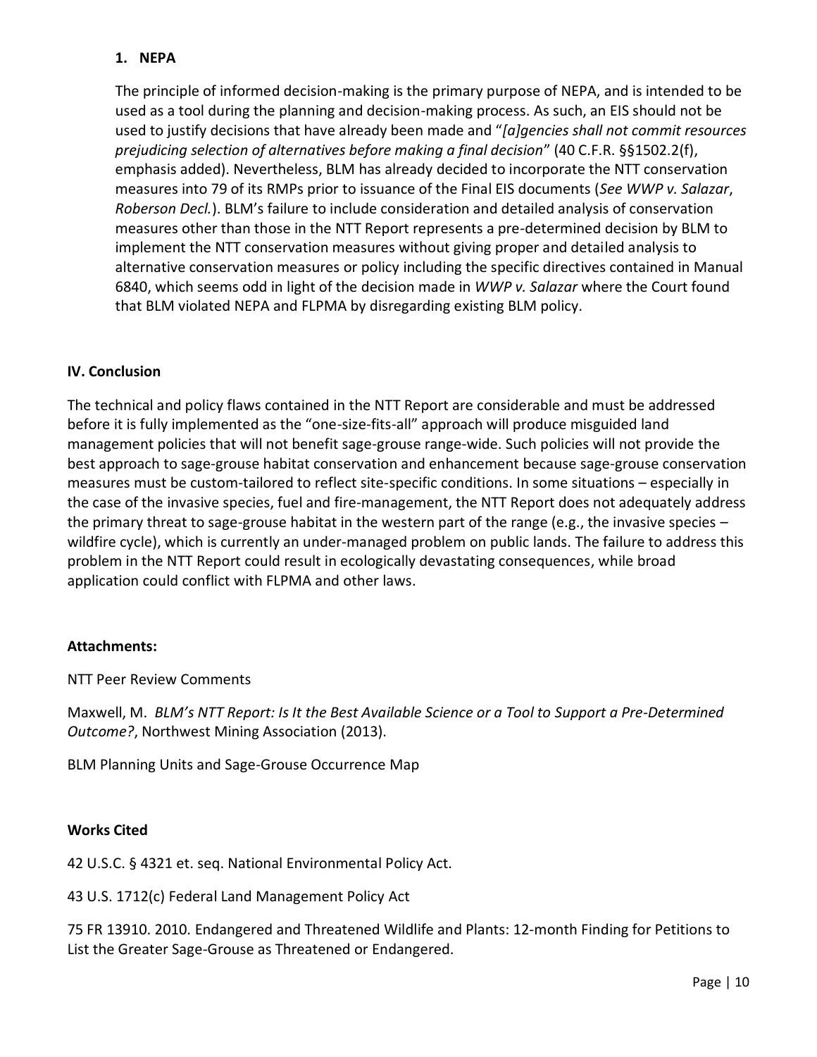### 1. NEPA

The principle of informed decision-making is the primary purpose of NEPA, and is intended to be used as a tool during the planning and decision-making process. As such, an EIS should not be used to justify decisions that have already been made and "*[a]gencies shall not commit resources prejudicing selection of alternatives before making a final decision*" (40 C.F.R. §§1502.2(f), emphasis added). Nevertheless, BLM has already decided to incorporate the NTT conservation measures into 79 of its RMPs prior to issuance of the Final EIS documents (*See WWP v. Salazar*, *Roberson Decl.*). BLM's failure to include consideration and detailed analysis of conservation measures other than those in the NTT Report represents a pre-determined decision by BLM to implement the NTT conservation measures without giving proper and detailed analysis to alternative conservation measures or policy including the specific directives contained in Manual 6840, which seems odd in light of the decision made in *WWP v. Salazar* where the Court found that BLM violated NEPA and FLPMA by disregarding existing BLM policy.

## IV. Conclusion

The technical and policy flaws contained in the NTT Report are considerable and must be addressed before it is fully implemented as the "one-size-fits-all" approach will produce misguided land management policies that will not benefit sage-grouse range-wide. Such policies will not provide the best approach to sage-grouse habitat conservation and enhancement because sage-grouse conservation measures must be custom-tailored to reflect site-specific conditions. In some situations – especially in the case of the invasive species, fuel and fire-management, the NTT Report does not adequately address the primary threat to sage-grouse habitat in the western part of the range (e.g., the invasive species – wildfire cycle), which is currently an under-managed problem on public lands. The failure to address this problem in the NTT Report could result in ecologically devastating consequences, while broad application could conflict with FLPMA and other laws.

**Attachments:**

NTT Peer Review Comments

Maxwell, M. *BLM's NTT Report: Is It the Best Available Science or a Tool to Support a Pre-Determined Outcome?*, Northwest Mining Association (2013).

BLM Planning Units and Sage-Grouse Occurrence Map

**Works Cited**

42 U.S.C. § 4321 et. seq. National Environmental Policy Act.

43 U.S. 1712(c) Federal Land Management Policy Act

75 FR 13910. 2010. Endangered and Threatened Wildlife and Plants: 12-month Finding for Petitions to List the Greater Sage-Grouse as Threatened or Endangered.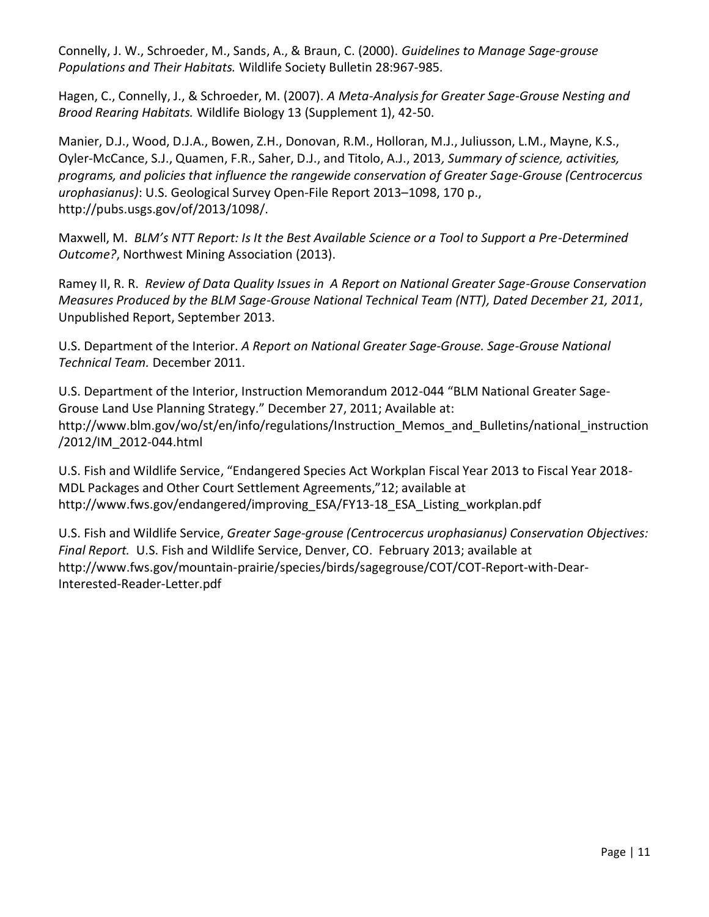Connelly, J. W., Schroeder, M., Sands, A., & Braun, C. (2000). *Guidelines to Manage Sage-grouse Populations and Their Habitats.* Wildlife Society Bulletin 28:967-985.

Hagen, C., Connelly, J., & Schroeder, M. (2007). *A Meta-Analysis for Greater Sage-Grouse Nesting and Brood Rearing Habitats.* Wildlife Biology 13 (Supplement 1), 42-50.

Manier, D.J., Wood, D.J.A., Bowen, Z.H., Donovan, R.M., Holloran, M.J., Juliusson, L.M., Mayne, K.S., Oyler-McCance, S.J., Quamen, F.R., Saher, D.J., and Titolo, A.J., 2013*, Summary of science, activities, programs, and policies that influence the rangewide conservation of Greater Sage-Grouse (Centrocercus urophasianus)*: U.S. Geological Survey Open-File Report 2013–1098, 170 p., http://pubs.usgs.gov/of/2013/1098/.

Maxwell, M. *BLM's NTT Report: Is It the Best Available Science or a Tool to Support a Pre-Determined Outcome?*, Northwest Mining Association (2013).

Ramey II, R. R. *Review of Data Quality Issues in A Report on National Greater Sage-Grouse Conservation Measures Produced by the BLM Sage-Grouse National Technical Team (NTT), Dated December 21, 2011*, Unpublished Report, September 2013.

U.S. Department of the Interior. *A Report on National Greater Sage-Grouse. Sage-Grouse National Technical Team.* December 2011.

U.S. Department of the Interior, Instruction Memorandum 2012-044 "BLM National Greater Sage-Grouse Land Use Planning Strategy." December 27, 2011; Available at: http://www.blm.gov/wo/st/en/info/regulations/Instruction_Memos_and_Bulletins/national_instruction/2012/IM_2012-044.html

U.S. Fish and Wildlife Service, "Endangered Species Act Workplan Fiscal Year 2013 to Fiscal Year 2018-MDL Packages and Other Court Settlement Agreements,"12; available at http://www.fws.gov/endangered/improving_ESA/FY13-18_ESA_Listing_workplan.pdf

U.S. Fish and Wildlife Service, *Greater Sage-grouse (Centrocercus urophasianus) Conservation Objectives: Final Report.* U.S. Fish and Wildlife Service, Denver, CO. February 2013; available at http://www.fws.gov/mountain-prairie/species/birds/sagegrouse/COT/COT-Report-with-Dear-Interested-Reader-Letter.pdf